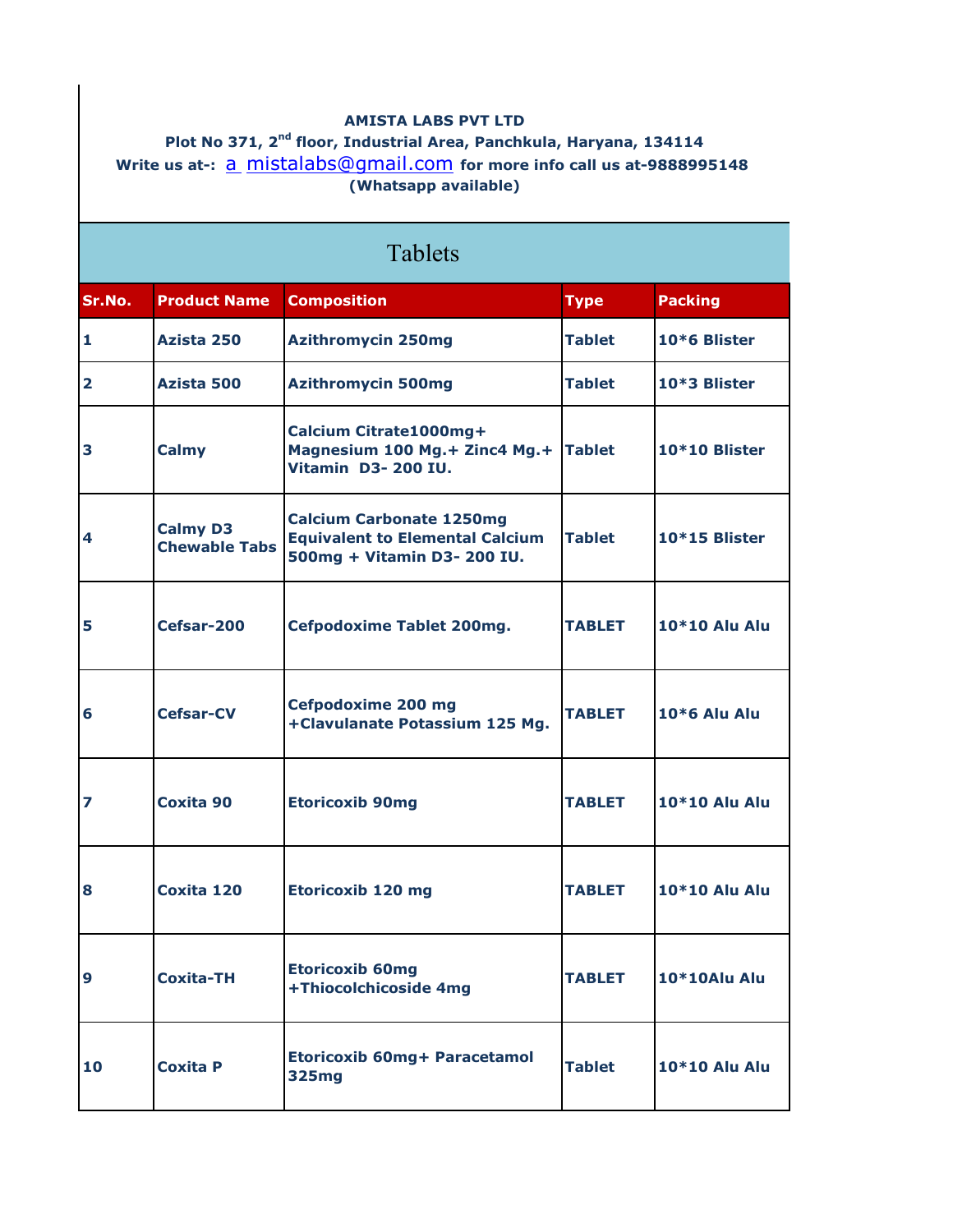**AMISTA LABS PVT LTD**

**Plot No 371, 2nd floor, Industrial Area, Panchkula, Haryana, 134114**

**Write us at-:** a mistalabs@gmail.com **for more info call us at-9888995148**

**(Whatsapp available)**

## Tablets

| Sr.No. | Product Name | Composition | Type | Packing |
|---|---|---|---|---|
| 1 | Azista 250 | Azithromycin 250mg | Tablet | 10*6 Blister |
| 2 | Azista 500 | Azithromycin 500mg | Tablet | 10*3 Blister |
| 3 | Calmy | Calcium Citrate1000mg+ Magnesium 100 Mg.+ Zinc4 Mg.+ Vitamin D3- 200 IU. | Tablet | 10*10 Blister |
| 4 | Calmy D3 Chewable Tabs | Calcium Carbonate 1250mg Equivalent to Elemental Calcium 500mg + Vitamin D3- 200 IU. | Tablet | 10*15 Blister |
| 5 | Cefsar-200 | Cefpodoxime Tablet 200mg. | TABLET | 10*10 Alu Alu |
| 6 | Cefsar-CV | Cefpodoxime 200 mg +Clavulanate Potassium 125 Mg. | TABLET | 10*6 Alu Alu |
| 7 | Coxita 90 | Etoricoxib 90mg | TABLET | 10*10 Alu Alu |
| 8 | Coxita 120 | Etoricoxib 120 mg | TABLET | 10*10 Alu Alu |
| 9 | Coxita-TH | Etoricoxib 60mg +Thiocolchicoside 4mg | TABLET | 10*10Alu Alu |
| 10 | Coxita P | Etoricoxib 60mg+ Paracetamol 325mg | Tablet | 10*10 Alu Alu |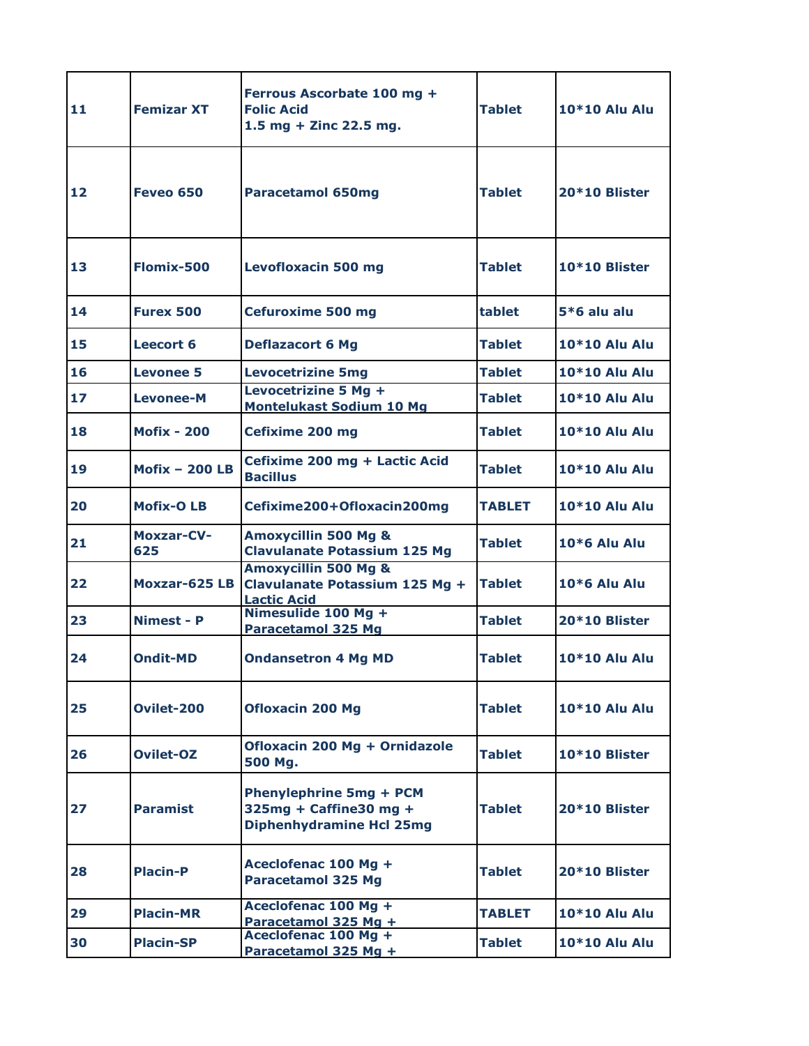| 11 | Femizar XT | Ferrous Ascorbate 100 mg + Folic Acid 1.5 mg + Zinc 22.5 mg. | Tablet | 10*10 Alu Alu |
|---|---|---|---|---|
| 12 | Feveo 650 | Paracetamol 650mg | Tablet | 20*10 Blister |
| 13 | Flomix-500 | Levofloxacin 500 mg | Tablet | 10*10 Blister |
| 14 | Furex 500 | Cefuroxime 500 mg | tablet | 5*6 alu alu |
| 15 | Leecort 6 | Deflazacort 6 Mg | Tablet | 10*10 Alu Alu |
| 16 | Levonee 5 | Levocetrizine 5mg | Tablet | 10*10 Alu Alu |
| 17 | Levonee-M | Levocetrizine 5 Mg + Montelukast Sodium 10 Mg | Tablet | 10*10 Alu Alu |
| 18 | Mofix - 200 | Cefixime 200 mg | Tablet | 10*10 Alu Alu |
| 19 | Mofix – 200 LB | Cefixime 200 mg + Lactic Acid Bacillus | Tablet | 10*10 Alu Alu |
| 20 | Mofix-O LB | Cefixime200+Ofloxacin200mg | TABLET | 10*10 Alu Alu |
| 21 | Moxzar-CV-625 | Amoxycillin 500 Mg & Clavulanate Potassium 125 Mg | Tablet | 10*6 Alu Alu |
| 22 | Moxzar-625 LB | Amoxycillin 500 Mg & Clavulanate Potassium 125 Mg + Lactic Acid | Tablet | 10*6 Alu Alu |
| 23 | Nimest - P | Nimesulide 100 Mg + Paracetamol 325 Mg | Tablet | 20*10 Blister |
| 24 | Ondit-MD | Ondansetron 4 Mg MD | Tablet | 10*10 Alu Alu |
| 25 | Ovilet-200 | Ofloxacin 200 Mg | Tablet | 10*10 Alu Alu |
| 26 | Ovilet-OZ | Ofloxacin 200 Mg + Ornidazole 500 Mg. | Tablet | 10*10 Blister |
| 27 | Paramist | Phenylephrine 5mg + PCM 325mg + Caffine30 mg + Diphenhydramine Hcl 25mg | Tablet | 20*10 Blister |
| 28 | Placin-P | Aceclofenac 100 Mg + Paracetamol 325 Mg | Tablet | 20*10 Blister |
| 29 | Placin-MR | Aceclofenac 100 Mg + Paracetamol 325 Mg + | TABLET | 10*10 Alu Alu |
| 30 | Placin-SP | Aceclofenac 100 Mg + Paracetamol 325 Mg + | Tablet | 10*10 Alu Alu |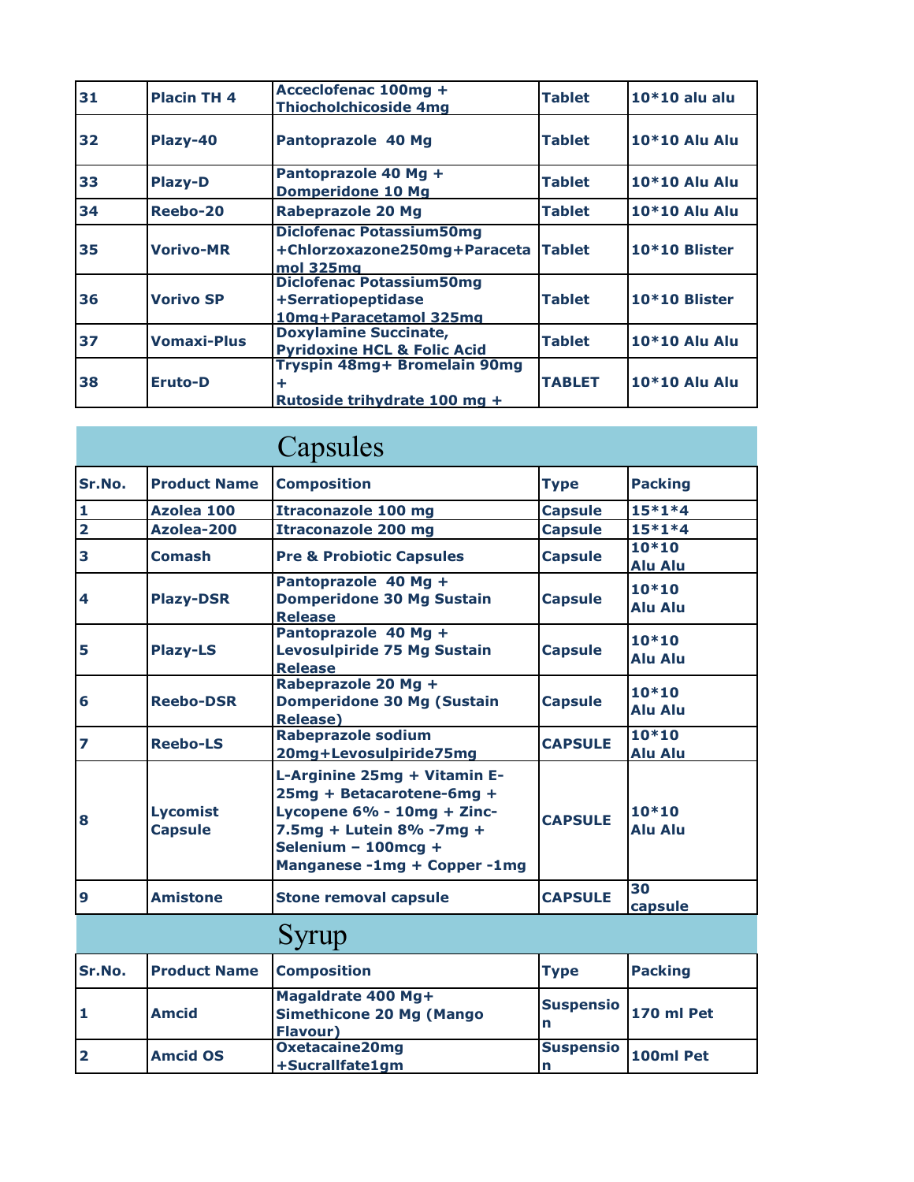| 31 | Placin TH 4 | Acceclofenac 100mg + Thiocholchicoside 4mg | Tablet | 10*10 alu alu |
|---|---|---|---|---|
| 32 | Plazy-40 | Pantoprazole 40 Mg | Tablet | 10*10 Alu Alu |
| 33 | Plazy-D | Pantoprazole 40 Mg + Domperidone 10 Mg | Tablet | 10*10 Alu Alu |
| 34 | Reebo-20 | Rabeprazole 20 Mg | Tablet | 10*10 Alu Alu |
| 35 | Vorivo-MR | Diclofenac Potassium50mg +Chlorzoxazone250mg+Paracetamol 325mg | Tablet | 10*10 Blister |
| 36 | Vorivo SP | Diclofenac Potassium50mg +Serratiopeptidase 10mg+Paracetamol 325mg | Tablet | 10*10 Blister |
| 37 | Vomaxi-Plus | Doxylamine Succinate, Pyridoxine HCL & Folic Acid | Tablet | 10*10 Alu Alu |
| 38 | Eruto-D | Tryspin 48mg+ Bromelain 90mg + Rutoside trihydrate 100 mg + | TABLET | 10*10 Alu Alu |

## Capsules

| Sr.No. | Product Name | Composition | Type | Packing |
|---|---|---|---|---|
| 1 | Azolea 100 | Itraconazole 100 mg | Capsule | 15*1*4 |
| 2 | Azolea-200 | Itraconazole 200 mg | Capsule | 15*1*4 |
| 3 | Comash | Pre & Probiotic Capsules | Capsule | 10*10 Alu Alu |
| 4 | Plazy-DSR | Pantoprazole 40 Mg + Domperidone 30 Mg Sustain Release | Capsule | 10*10 Alu Alu |
| 5 | Plazy-LS | Pantoprazole 40 Mg + Levosulpiride 75 Mg Sustain Release | Capsule | 10*10 Alu Alu |
| 6 | Reebo-DSR | Rabeprazole 20 Mg + Domperidone 30 Mg (Sustain Release) | Capsule | 10*10 Alu Alu |
| 7 | Reebo-LS | Rabeprazole sodium 20mg+Levosulpiride75mg | CAPSULE | 10*10 Alu Alu |
| 8 | Lycomist Capsule | L-Arginine 25mg + Vitamin E-25mg + Betacarotene-6mg + Lycopene 6% - 10mg + Zinc-7.5mg + Lutein 8% -7mg + Selenium – 100mcg + Manganese -1mg + Copper -1mg | CAPSULE | 10*10 Alu Alu |
| 9 | Amistone | Stone removal capsule | CAPSULE | 30 capsule |

## Syrup

| Sr.No. | Product Name | Composition | Type | Packing |
|---|---|---|---|---|
| 1 | Amcid | Magaldrate 400 Mg+ Simethicone 20 Mg (Mango Flavour) | Suspension | 170 ml Pet |
| 2 | Amcid OS | Oxetacaine20mg +Sucrallfate1gm | Suspension | 100ml Pet |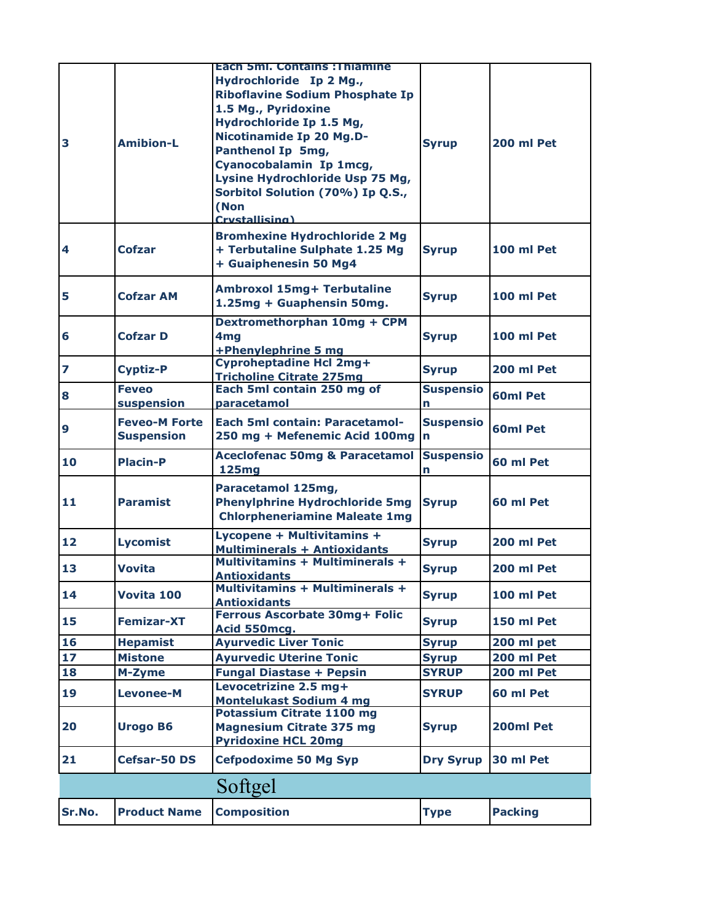| 3 | Amibion-L | Each 5ml. Contains :Thiamine Hydrochloride Ip 2 Mg., Riboflavine Sodium Phosphate Ip 1.5 Mg., Pyridoxine Hydrochloride Ip 1.5 Mg, Nicotinamide Ip 20 Mg.D-Panthenol Ip 5mg, Cyanocobalamin Ip 1mcg, Lysine Hydrochloride Usp 75 Mg, Sorbitol Solution (70%) Ip Q.S., (Non Crystallising) | Syrup | 200 ml Pet |
|---|---|---|---|---|
| 4 | Cofzar | Bromhexine Hydrochloride 2 Mg + Terbutaline Sulphate 1.25 Mg + Guaiphenesin 50 Mg4 | Syrup | 100 ml Pet |
| 5 | Cofzar AM | Ambroxol 15mg+ Terbutaline 1.25mg + Guaphensin 50mg. | Syrup | 100 ml Pet |
| 6 | Cofzar D | Dextromethorphan 10mg + CPM 4mg +Phenylephrine 5 mg | Syrup | 100 ml Pet |
| 7 | Cyptiz-P | Cyproheptadine Hcl 2mg+ Tricholine Citrate 275mg | Syrup | 200 ml Pet |
| 8 | Feveo suspension | Each 5ml contain 250 mg of paracetamol | Suspension | 60ml Pet |
| 9 | Feveo-M Forte Suspension | Each 5ml contain: Paracetamol-250 mg + Mefenemic Acid 100mg | Suspension | 60ml Pet |
| 10 | Placin-P | Aceclofenac 50mg & Paracetamol 125mg | Suspension | 60 ml Pet |
| 11 | Paramist | Paracetamol 125mg, Phenylphrine Hydrochloride 5mg Chlorpheneriamine Maleate 1mg | Syrup | 60 ml Pet |
| 12 | Lycomist | Lycopene + Multivitamins + Multiminerals + Antioxidants | Syrup | 200 ml Pet |
| 13 | Vovita | Multivitamins + Multiminerals + Antioxidants | Syrup | 200 ml Pet |
| 14 | Vovita 100 | Multivitamins + Multiminerals + Antioxidants | Syrup | 100 ml Pet |
| 15 | Femizar-XT | Ferrous Ascorbate 30mg+ Folic Acid 550mcg. | Syrup | 150 ml Pet |
| 16 | Hepamist | Ayurvedic Liver Tonic | Syrup | 200 ml pet |
| 17 | Mistone | Ayurvedic Uterine Tonic | Syrup | 200 ml Pet |
| 18 | M-Zyme | Fungal Diastase + Pepsin | SYRUP | 200 ml Pet |
| 19 | Levonee-M | Levocetrizine 2.5 mg+ Montelukast Sodium 4 mg | SYRUP | 60 ml Pet |
| 20 | Urogo B6 | Potassium Citrate 1100 mg Magnesium Citrate 375 mg Pyridoxine HCL 20mg | Syrup | 200ml Pet |
| 21 | Cefsar-50 DS | Cefpodoxime 50 Mg Syp | Dry Syrup | 30 ml Pet |

## Softgel

| Sr.No. | Product Name | Composition | Type | Packing |
|---|---|---|---|---|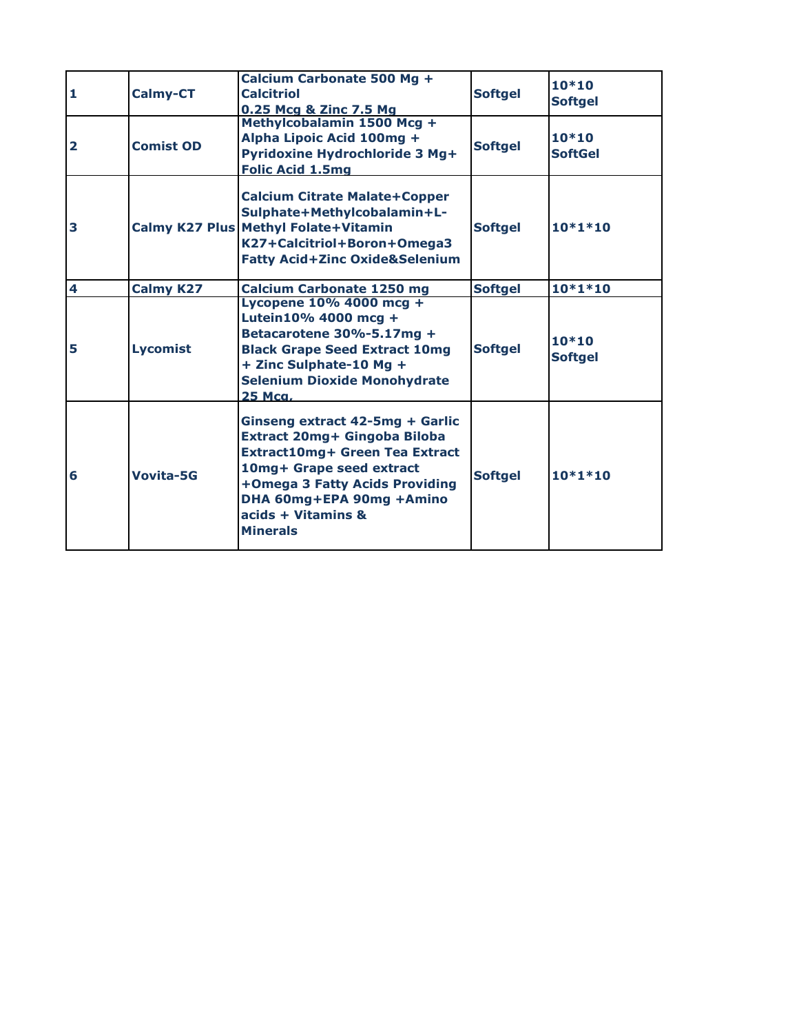| 1 | Calmy-CT | Calcium Carbonate 500 Mg + Calcitriol 0.25 Mcg & Zinc 7.5 Mg | Softgel | 10*10 Softgel |
|---|---|---|---|---|
| 2 | Comist OD | Methylcobalamin 1500 Mcg + Alpha Lipoic Acid 100mg + Pyridoxine Hydrochloride 3 Mg+ Folic Acid 1.5mg | Softgel | 10*10 SoftGel |
| 3 | Calmy K27 Plus | Calcium Citrate Malate+Copper Sulphate+Methylcobalamin+L-Methyl Folate+Vitamin K27+Calcitriol+Boron+Omega3 Fatty Acid+Zinc Oxide&Selenium | Softgel | 10*1*10 |
| 4 | Calmy K27 | Calcium Carbonate 1250 mg | Softgel | 10*1*10 |
| 5 | Lycomist | Lycopene 10% 4000 mcg + Lutein10% 4000 mcg + Betacarotene 30%-5.17mg + Black Grape Seed Extract 10mg + Zinc Sulphate-10 Mg + Selenium Dioxide Monohydrate 25 Mcg. | Softgel | 10*10 Softgel |
| 6 | Vovita-5G | Ginseng extract 42-5mg + Garlic Extract 20mg+ Gingoba Biloba Extract10mg+ Green Tea Extract 10mg+ Grape seed extract +Omega 3 Fatty Acids Providing DHA 60mg+EPA 90mg +Amino acids + Vitamins & Minerals | Softgel | 10*1*10 |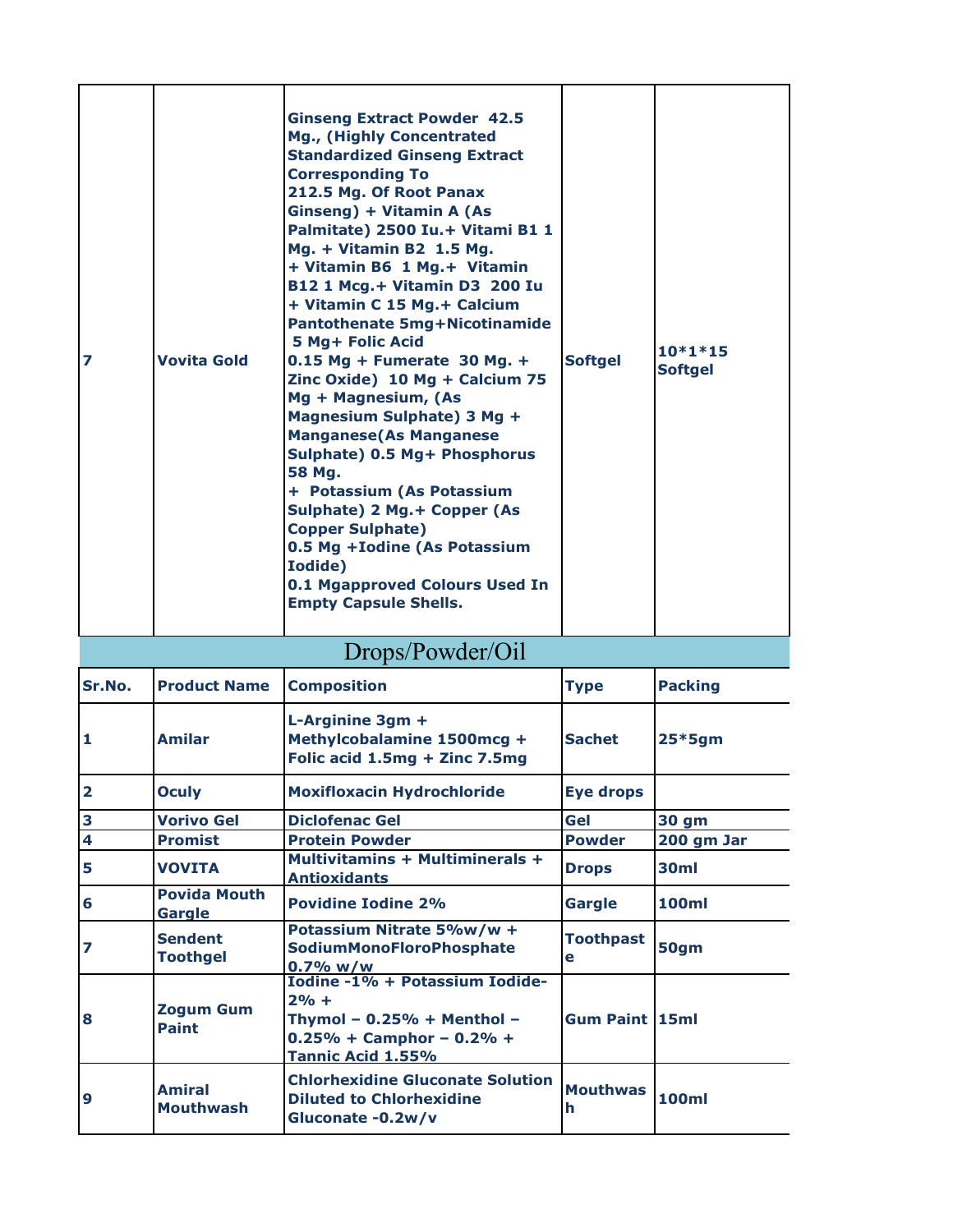| 7 | Vovita Gold | Ginseng Extract Powder 42.5 Mg., (Highly Concentrated Standardized Ginseng Extract Corresponding To 212.5 Mg. Of Root Panax Ginseng) + Vitamin A (As Palmitate) 2500 Iu.+ Vitami B1 1 Mg. + Vitamin B2 1.5 Mg. + Vitamin B6 1 Mg.+ Vitamin B12 1 Mcg.+ Vitamin D3 200 Iu + Vitamin C 15 Mg.+ Calcium Pantothenate 5mg+Nicotinamide 5 Mg+ Folic Acid 0.15 Mg + Fumerate 30 Mg. + Zinc Oxide) 10 Mg + Calcium 75 Mg + Magnesium, (As Magnesium Sulphate) 3 Mg + Manganese(As Manganese Sulphate) 0.5 Mg+ Phosphorus 58 Mg. + Potassium (As Potassium Sulphate) 2 Mg.+ Copper (As Copper Sulphate) 0.5 Mg +Iodine (As Potassium Iodide) 0.1 Mgapproved Colours Used In Empty Capsule Shells. | Softgel | 10*1*15 Softgel |
|---|---|---|---|---|

## Drops/Powder/Oil

| Sr.No. | Product Name | Composition | Type | Packing |
|---|---|---|---|---|
| 1 | Amilar | L-Arginine 3gm + Methylcobalamine 1500mcg + Folic acid 1.5mg + Zinc 7.5mg | Sachet | 25*5gm |
| 2 | Oculy | Moxifloxacin Hydrochloride | Eye drops | |
| 3 | Vorivo Gel | Diclofenac Gel | Gel | 30 gm |
| 4 | Promist | Protein Powder | Powder | 200 gm Jar |
| 5 | VOVITA | Multivitamins + Multiminerals + Antioxidants | Drops | 30ml |
| 6 | Povida Mouth Gargle | Povidine Iodine 2% | Gargle | 100ml |
| 7 | Sendent Toothgel | Potassium Nitrate 5%w/w + SodiumMonoFloroPhosphate 0.7% w/w | Toothpaste | 50gm |
| 8 | Zogum Gum Paint | Iodine -1% + Potassium Iodide-2% + Thymol – 0.25% + Menthol – 0.25% + Camphor – 0.2% + Tannic Acid 1.55% | Gum Paint | 15ml |
| 9 | Amiral Mouthwash | Chlorhexidine Gluconate Solution Diluted to Chlorhexidine Gluconate -0.2w/v | Mouthwash | 100ml |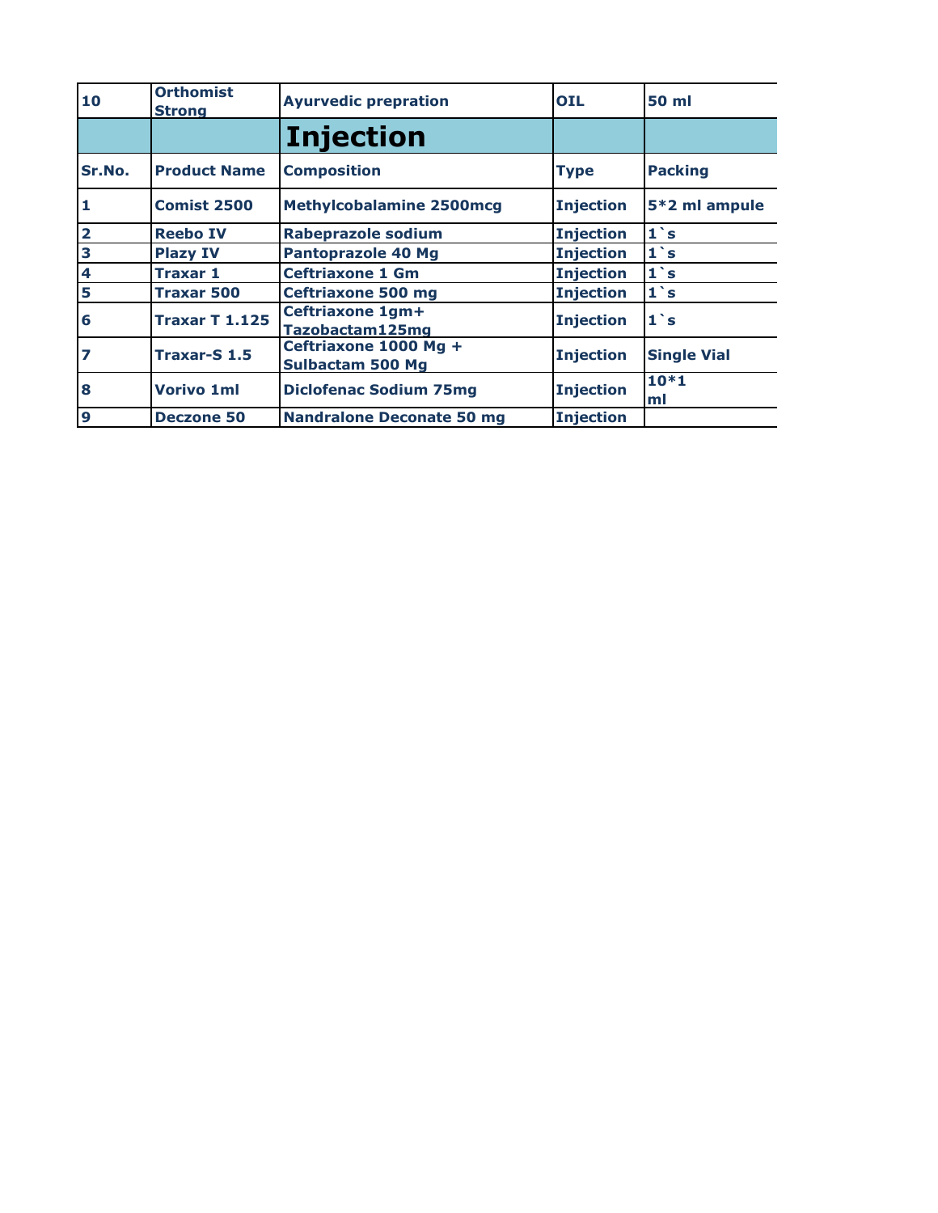| | | | | |
|---|---|---|---|---|
| 10 | Orthomist Strong | Ayurvedic prepration | OIL | 50 ml |

## Injection

| Sr.No. | Product Name | Composition | Type | Packing |
|---|---|---|---|---|
| 1 | Comist 2500 | Methylcobalamine 2500mcg | Injection | 5*2 ml ampule |
| 2 | Reebo IV | Rabeprazole sodium | Injection | 1`s |
| 3 | Plazy IV | Pantoprazole 40 Mg | Injection | 1`s |
| 4 | Traxar 1 | Ceftriaxone 1 Gm | Injection | 1`s |
| 5 | Traxar 500 | Ceftriaxone 500 mg | Injection | 1`s |
| 6 | Traxar T 1.125 | Ceftriaxone 1gm+ Tazobactam125mg | Injection | 1`s |
| 7 | Traxar-S 1.5 | Ceftriaxone 1000 Mg + Sulbactam 500 Mg | Injection | Single Vial |
| 8 | Vorivo 1ml | Diclofenac Sodium 75mg | Injection | 10*1 ml |
| 9 | Deczone 50 | Nandralone Deconate 50 mg | Injection | |